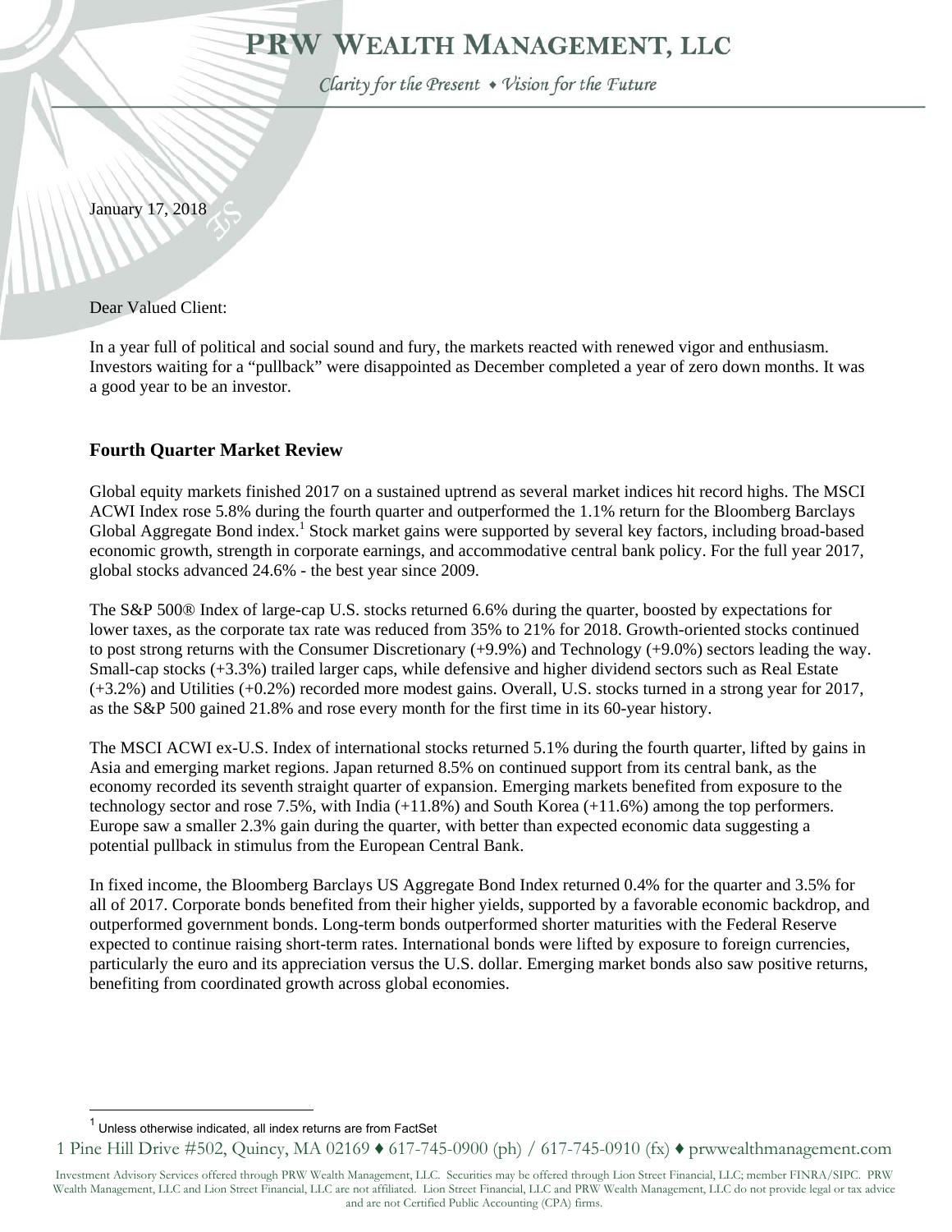# PRW Wealth Management, LLC

*Clarity for the Present ♦ Vision for the Future*

January 17, 2018

Dear Valued Client:

In a year full of political and social sound and fury, the markets reacted with renewed vigor and enthusiasm. Investors waiting for a "pullback" were disappointed as December completed a year of zero down months. It was a good year to be an investor.

## Fourth Quarter Market Review

Global equity markets finished 2017 on a sustained uptrend as several market indices hit record highs. The MSCI ACWI Index rose 5.8% during the fourth quarter and outperformed the 1.1% return for the Bloomberg Barclays Global Aggregate Bond index.[1] Stock market gains were supported by several key factors, including broad-based economic growth, strength in corporate earnings, and accommodative central bank policy. For the full year 2017, global stocks advanced 24.6% - the best year since 2009.

The S&P 500® Index of large-cap U.S. stocks returned 6.6% during the quarter, boosted by expectations for lower taxes, as the corporate tax rate was reduced from 35% to 21% for 2018. Growth-oriented stocks continued to post strong returns with the Consumer Discretionary (+9.9%) and Technology (+9.0%) sectors leading the way. Small-cap stocks (+3.3%) trailed larger caps, while defensive and higher dividend sectors such as Real Estate (+3.2%) and Utilities (+0.2%) recorded more modest gains. Overall, U.S. stocks turned in a strong year for 2017, as the S&P 500 gained 21.8% and rose every month for the first time in its 60-year history.

The MSCI ACWI ex-U.S. Index of international stocks returned 5.1% during the fourth quarter, lifted by gains in Asia and emerging market regions. Japan returned 8.5% on continued support from its central bank, as the economy recorded its seventh straight quarter of expansion. Emerging markets benefited from exposure to the technology sector and rose 7.5%, with India (+11.8%) and South Korea (+11.6%) among the top performers. Europe saw a smaller 2.3% gain during the quarter, with better than expected economic data suggesting a potential pullback in stimulus from the European Central Bank.

In fixed income, the Bloomberg Barclays US Aggregate Bond Index returned 0.4% for the quarter and 3.5% for all of 2017. Corporate bonds benefited from their higher yields, supported by a favorable economic backdrop, and outperformed government bonds. Long-term bonds outperformed shorter maturities with the Federal Reserve expected to continue raising short-term rates. International bonds were lifted by exposure to foreign currencies, particularly the euro and its appreciation versus the U.S. dollar. Emerging market bonds also saw positive returns, benefiting from coordinated growth across global economies.

---

[1] Unless otherwise indicated, all index returns are from FactSet

1 Pine Hill Drive #502, Quincy, MA 02169 ♦ 617-745-0900 (ph) / 617-745-0910 (fx) ♦ prwwealthmanagement.com

Investment Advisory Services offered through PRW Wealth Management, LLC. Securities may be offered through Lion Street Financial, LLC; member FINRA/SIPC. PRW Wealth Management, LLC and Lion Street Financial, LLC are not affiliated. Lion Street Financial, LLC and PRW Wealth Management, LLC do not provide legal or tax advice and are not Certified Public Accounting (CPA) firms.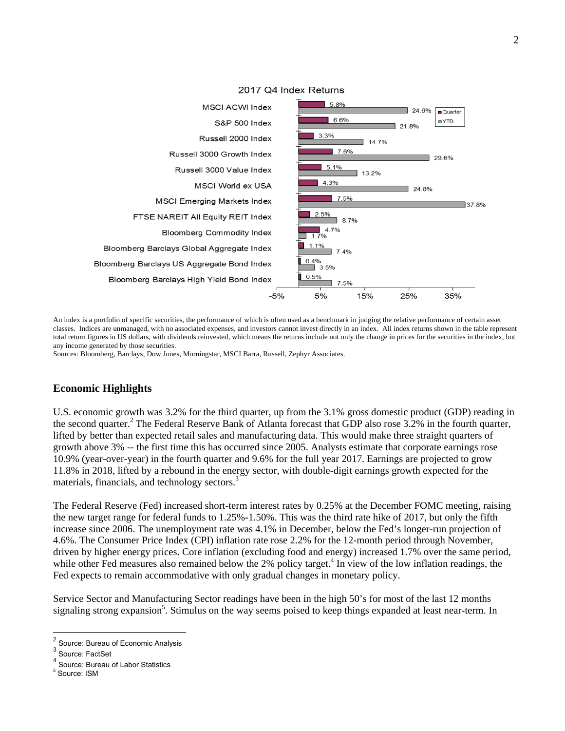**2017 Q4 Index Returns**

| Index | Quarter | YTD |
|---|---|---|
| MSCI ACWI Index | 5.8% | 24.6% |
| S&P 500 Index | 6.6% | 21.8% |
| Russell 2000 Index | 3.3% | 14.7% |
| Russell 3000 Growth Index | 7.6% | 29.6% |
| Russell 3000 Value Index | 5.1% | 13.2% |
| MSCI World ex USA | 4.3% | 24.8% |
| MSCI Emerging Markets Index | 7.5% | 37.8% |
| FTSE NAREIT All Equity REIT Index | 2.5% | 8.7% |
| Bloomberg Commodity Index | 4.7% | 1.7% |
| Bloomberg Barclays Global Aggregate Index | 1.1% | 7.4% |
| Bloomberg Barclays US Aggregate Bond Index | 0.4% | 3.5% |
| Bloomberg Barclays High Yield Bond Index | 0.5% | 7.5% |

An index is a portfolio of specific securities, the performance of which is often used as a benchmark in judging the relative performance of certain asset classes. Indices are unmanaged, with no associated expenses, and investors cannot invest directly in an index. All index returns shown in the table represent total return figures in US dollars, with dividends reinvested, which means the returns include not only the change in prices for the securities in the index, but any income generated by those securities.
Sources: Bloomberg, Barclays, Dow Jones, Morningstar, MSCI Barra, Russell, Zephyr Associates.

## Economic Highlights

U.S. economic growth was 3.2% for the third quarter, up from the 3.1% gross domestic product (GDP) reading in the second quarter.[2] The Federal Reserve Bank of Atlanta forecast that GDP also rose 3.2% in the fourth quarter, lifted by better than expected retail sales and manufacturing data. This would make three straight quarters of growth above 3% -- the first time this has occurred since 2005. Analysts estimate that corporate earnings rose 10.9% (year-over-year) in the fourth quarter and 9.6% for the full year 2017. Earnings are projected to grow 11.8% in 2018, lifted by a rebound in the energy sector, with double-digit earnings growth expected for the materials, financials, and technology sectors.[3]

The Federal Reserve (Fed) increased short-term interest rates by 0.25% at the December FOMC meeting, raising the new target range for federal funds to 1.25%-1.50%. This was the third rate hike of 2017, but only the fifth increase since 2006. The unemployment rate was 4.1% in December, below the Fed's longer-run projection of 4.6%. The Consumer Price Index (CPI) inflation rate rose 2.2% for the 12-month period through November, driven by higher energy prices. Core inflation (excluding food and energy) increased 1.7% over the same period, while other Fed measures also remained below the 2% policy target.[4] In view of the low inflation readings, the Fed expects to remain accommodative with only gradual changes in monetary policy.

Service Sector and Manufacturing Sector readings have been in the high 50's for most of the last 12 months signaling strong expansion[5]. Stimulus on the way seems poised to keep things expanded at least near-term. In

---

[2] Source: Bureau of Economic Analysis
[3] Source: FactSet
[4] Source: Bureau of Labor Statistics
[5] Source: ISM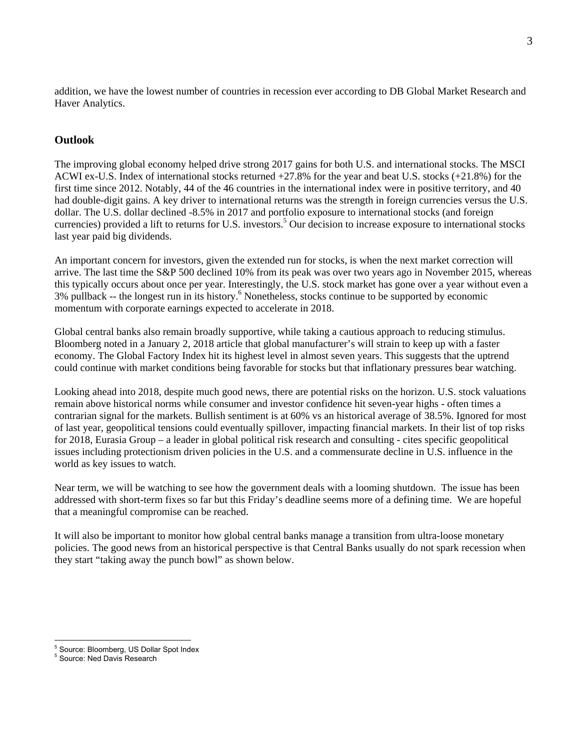addition, we have the lowest number of countries in recession ever according to DB Global Market Research and Haver Analytics.

## Outlook

The improving global economy helped drive strong 2017 gains for both U.S. and international stocks. The MSCI ACWI ex-U.S. Index of international stocks returned +27.8% for the year and beat U.S. stocks (+21.8%) for the first time since 2012. Notably, 44 of the 46 countries in the international index were in positive territory, and 40 had double-digit gains. A key driver to international returns was the strength in foreign currencies versus the U.S. dollar. The U.S. dollar declined -8.5% in 2017 and portfolio exposure to international stocks (and foreign currencies) provided a lift to returns for U.S. investors.[5] Our decision to increase exposure to international stocks last year paid big dividends.

An important concern for investors, given the extended run for stocks, is when the next market correction will arrive. The last time the S&P 500 declined 10% from its peak was over two years ago in November 2015, whereas this typically occurs about once per year. Interestingly, the U.S. stock market has gone over a year without even a 3% pullback -- the longest run in its history.[6] Nonetheless, stocks continue to be supported by economic momentum with corporate earnings expected to accelerate in 2018.

Global central banks also remain broadly supportive, while taking a cautious approach to reducing stimulus. Bloomberg noted in a January 2, 2018 article that global manufacturer's will strain to keep up with a faster economy. The Global Factory Index hit its highest level in almost seven years. This suggests that the uptrend could continue with market conditions being favorable for stocks but that inflationary pressures bear watching.

Looking ahead into 2018, despite much good news, there are potential risks on the horizon. U.S. stock valuations remain above historical norms while consumer and investor confidence hit seven-year highs - often times a contrarian signal for the markets. Bullish sentiment is at 60% vs an historical average of 38.5%. Ignored for most of last year, geopolitical tensions could eventually spillover, impacting financial markets. In their list of top risks for 2018, Eurasia Group – a leader in global political risk research and consulting - cites specific geopolitical issues including protectionism driven policies in the U.S. and a commensurate decline in U.S. influence in the world as key issues to watch.

Near term, we will be watching to see how the government deals with a looming shutdown. The issue has been addressed with short-term fixes so far but this Friday's deadline seems more of a defining time. We are hopeful that a meaningful compromise can be reached.

It will also be important to monitor how global central banks manage a transition from ultra-loose monetary policies. The good news from an historical perspective is that Central Banks usually do not spark recession when they start "taking away the punch bowl" as shown below.

---

[5] Source: Bloomberg, US Dollar Spot Index

[5] Source: Ned Davis Research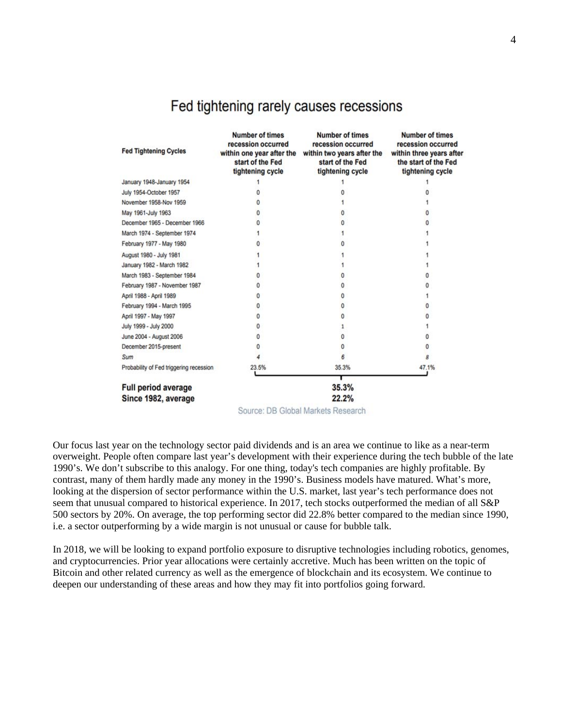## Fed tightening rarely causes recessions

| Fed Tightening Cycles | Number of times recession occurred within one year after the start of the Fed tightening cycle | Number of times recession occurred within two years after the start of the Fed tightening cycle | Number of times recession occurred within three years after the start of the Fed tightening cycle |
|---|---|---|---|
| January 1948-January 1954 | 1 | 1 | 1 |
| July 1954-October 1957 | 0 | 0 | 0 |
| November 1958-Nov 1959 | 0 | 1 | 1 |
| May 1961-July 1963 | 0 | 0 | 0 |
| December 1965 - December 1966 | 0 | 0 | 0 |
| March 1974 - September 1974 | 1 | 1 | 1 |
| February 1977 - May 1980 | 0 | 0 | 1 |
| August 1980 - July 1981 | 1 | 1 | 1 |
| January 1982 - March 1982 | 1 | 1 | 1 |
| March 1983 - September 1984 | 0 | 0 | 0 |
| February 1987 - November 1987 | 0 | 0 | 0 |
| April 1988 - April 1989 | 0 | 0 | 1 |
| February 1994 - March 1995 | 0 | 0 | 0 |
| April 1997 - May 1997 | 0 | 0 | 0 |
| July 1999 - July 2000 | 0 | 1 | 1 |
| June 2004 - August 2006 | 0 | 0 | 0 |
| December 2015-present | 0 | 0 | 0 |
| *Sum* | *4* | *6* | *8* |
| Probability of Fed triggering recession | 23.5% | 35.3% | 47.1% |
| **Full period average** | | **35.3%** | |
| **Since 1982, average** | | **22.2%** | |

Source: DB Global Markets Research

Our focus last year on the technology sector paid dividends and is an area we continue to like as a near-term overweight. People often compare last year's development with their experience during the tech bubble of the late 1990's. We don't subscribe to this analogy. For one thing, today's tech companies are highly profitable. By contrast, many of them hardly made any money in the 1990's. Business models have matured. What's more, looking at the dispersion of sector performance within the U.S. market, last year's tech performance does not seem that unusual compared to historical experience. In 2017, tech stocks outperformed the median of all S&P 500 sectors by 20%. On average, the top performing sector did 22.8% better compared to the median since 1990, i.e. a sector outperforming by a wide margin is not unusual or cause for bubble talk.

In 2018, we will be looking to expand portfolio exposure to disruptive technologies including robotics, genomes, and cryptocurrencies. Prior year allocations were certainly accretive. Much has been written on the topic of Bitcoin and other related currency as well as the emergence of blockchain and its ecosystem. We continue to deepen our understanding of these areas and how they may fit into portfolios going forward.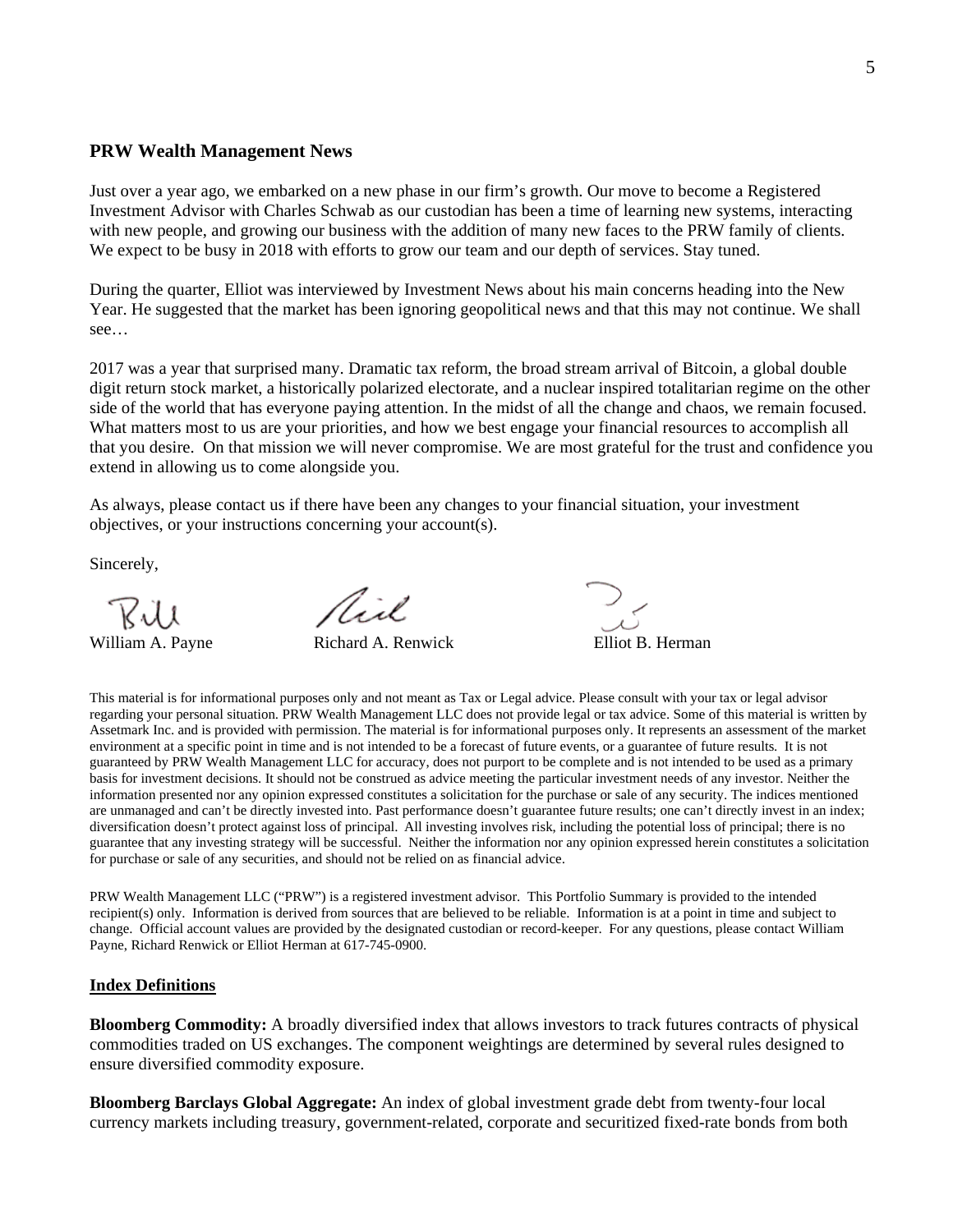## PRW Wealth Management News

Just over a year ago, we embarked on a new phase in our firm's growth. Our move to become a Registered Investment Advisor with Charles Schwab as our custodian has been a time of learning new systems, interacting with new people, and growing our business with the addition of many new faces to the PRW family of clients. We expect to be busy in 2018 with efforts to grow our team and our depth of services. Stay tuned.

During the quarter, Elliot was interviewed by Investment News about his main concerns heading into the New Year. He suggested that the market has been ignoring geopolitical news and that this may not continue. We shall see…

2017 was a year that surprised many. Dramatic tax reform, the broad stream arrival of Bitcoin, a global double digit return stock market, a historically polarized electorate, and a nuclear inspired totalitarian regime on the other side of the world that has everyone paying attention. In the midst of all the change and chaos, we remain focused. What matters most to us are your priorities, and how we best engage your financial resources to accomplish all that you desire. On that mission we will never compromise. We are most grateful for the trust and confidence you extend in allowing us to come alongside you.

As always, please contact us if there have been any changes to your financial situation, your investment objectives, or your instructions concerning your account(s).

Sincerely,

William A. Payne Richard A. Renwick Elliot B. Herman

This material is for informational purposes only and not meant as Tax or Legal advice. Please consult with your tax or legal advisor regarding your personal situation. PRW Wealth Management LLC does not provide legal or tax advice. Some of this material is written by Assetmark Inc. and is provided with permission. The material is for informational purposes only. It represents an assessment of the market environment at a specific point in time and is not intended to be a forecast of future events, or a guarantee of future results. It is not guaranteed by PRW Wealth Management LLC for accuracy, does not purport to be complete and is not intended to be used as a primary basis for investment decisions. It should not be construed as advice meeting the particular investment needs of any investor. Neither the information presented nor any opinion expressed constitutes a solicitation for the purchase or sale of any security. The indices mentioned are unmanaged and can't be directly invested into. Past performance doesn't guarantee future results; one can't directly invest in an index; diversification doesn't protect against loss of principal. All investing involves risk, including the potential loss of principal; there is no guarantee that any investing strategy will be successful. Neither the information nor any opinion expressed herein constitutes a solicitation for purchase or sale of any securities, and should not be relied on as financial advice.

PRW Wealth Management LLC ("PRW") is a registered investment advisor. This Portfolio Summary is provided to the intended recipient(s) only. Information is derived from sources that are believed to be reliable. Information is at a point in time and subject to change. Official account values are provided by the designated custodian or record-keeper. For any questions, please contact William Payne, Richard Renwick or Elliot Herman at 617-745-0900.

### Index Definitions

**Bloomberg Commodity:** A broadly diversified index that allows investors to track futures contracts of physical commodities traded on US exchanges. The component weightings are determined by several rules designed to ensure diversified commodity exposure.

**Bloomberg Barclays Global Aggregate:** An index of global investment grade debt from twenty-four local currency markets including treasury, government-related, corporate and securitized fixed-rate bonds from both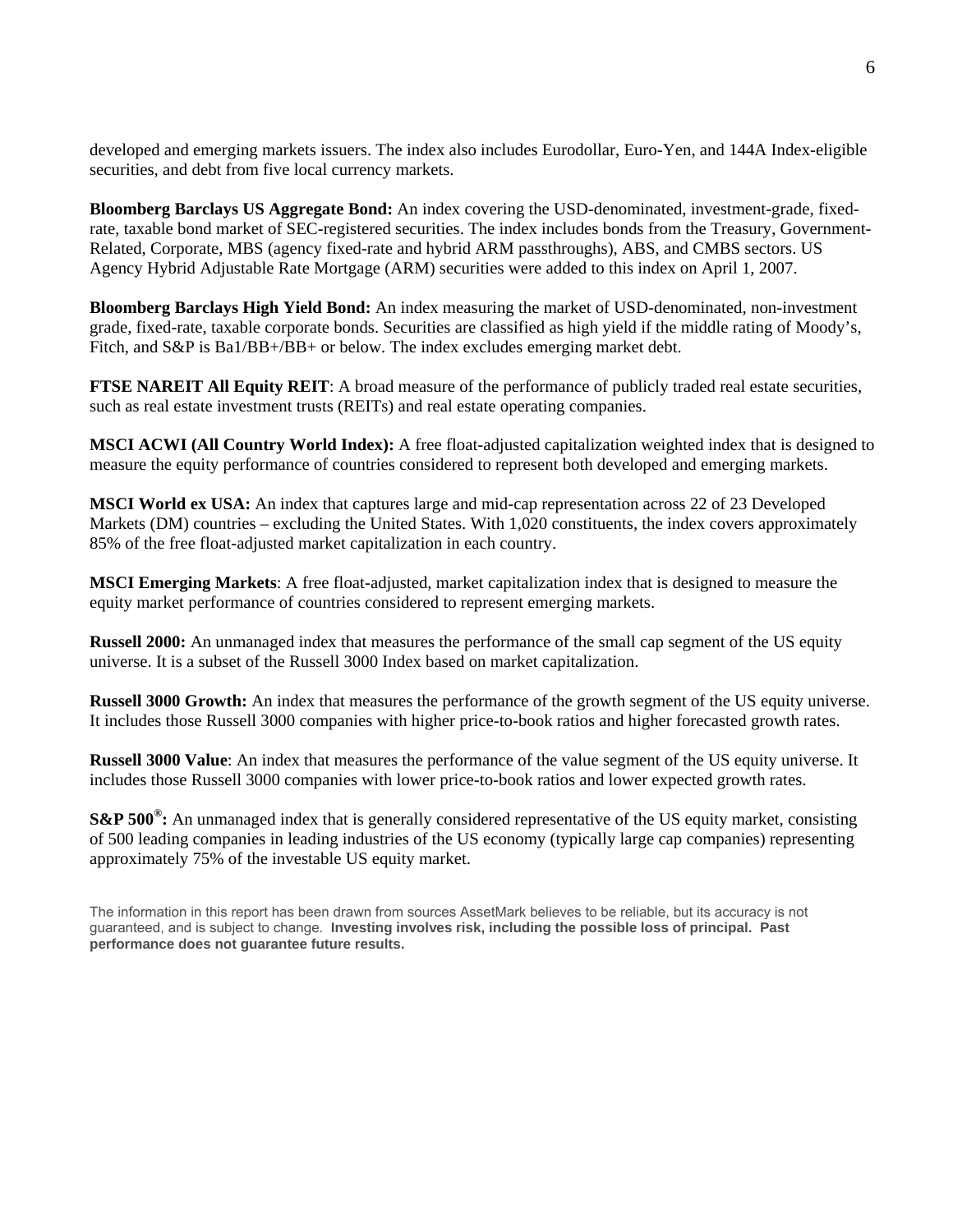developed and emerging markets issuers. The index also includes Eurodollar, Euro-Yen, and 144A Index-eligible securities, and debt from five local currency markets.

**Bloomberg Barclays US Aggregate Bond:** An index covering the USD-denominated, investment-grade, fixed-rate, taxable bond market of SEC-registered securities. The index includes bonds from the Treasury, Government-Related, Corporate, MBS (agency fixed-rate and hybrid ARM passthroughs), ABS, and CMBS sectors. US Agency Hybrid Adjustable Rate Mortgage (ARM) securities were added to this index on April 1, 2007.

**Bloomberg Barclays High Yield Bond:** An index measuring the market of USD-denominated, non-investment grade, fixed-rate, taxable corporate bonds. Securities are classified as high yield if the middle rating of Moody's, Fitch, and S&P is Ba1/BB+/BB+ or below. The index excludes emerging market debt.

**FTSE NAREIT All Equity REIT**: A broad measure of the performance of publicly traded real estate securities, such as real estate investment trusts (REITs) and real estate operating companies.

**MSCI ACWI (All Country World Index):** A free float-adjusted capitalization weighted index that is designed to measure the equity performance of countries considered to represent both developed and emerging markets.

**MSCI World ex USA:** An index that captures large and mid-cap representation across 22 of 23 Developed Markets (DM) countries – excluding the United States. With 1,020 constituents, the index covers approximately 85% of the free float-adjusted market capitalization in each country.

**MSCI Emerging Markets**: A free float-adjusted, market capitalization index that is designed to measure the equity market performance of countries considered to represent emerging markets.

**Russell 2000:** An unmanaged index that measures the performance of the small cap segment of the US equity universe. It is a subset of the Russell 3000 Index based on market capitalization.

**Russell 3000 Growth:** An index that measures the performance of the growth segment of the US equity universe. It includes those Russell 3000 companies with higher price-to-book ratios and higher forecasted growth rates.

**Russell 3000 Value**: An index that measures the performance of the value segment of the US equity universe. It includes those Russell 3000 companies with lower price-to-book ratios and lower expected growth rates.

**S&P 500®:** An unmanaged index that is generally considered representative of the US equity market, consisting of 500 leading companies in leading industries of the US economy (typically large cap companies) representing approximately 75% of the investable US equity market.

The information in this report has been drawn from sources AssetMark believes to be reliable, but its accuracy is not guaranteed, and is subject to change. **Investing involves risk, including the possible loss of principal. Past performance does not guarantee future results.**